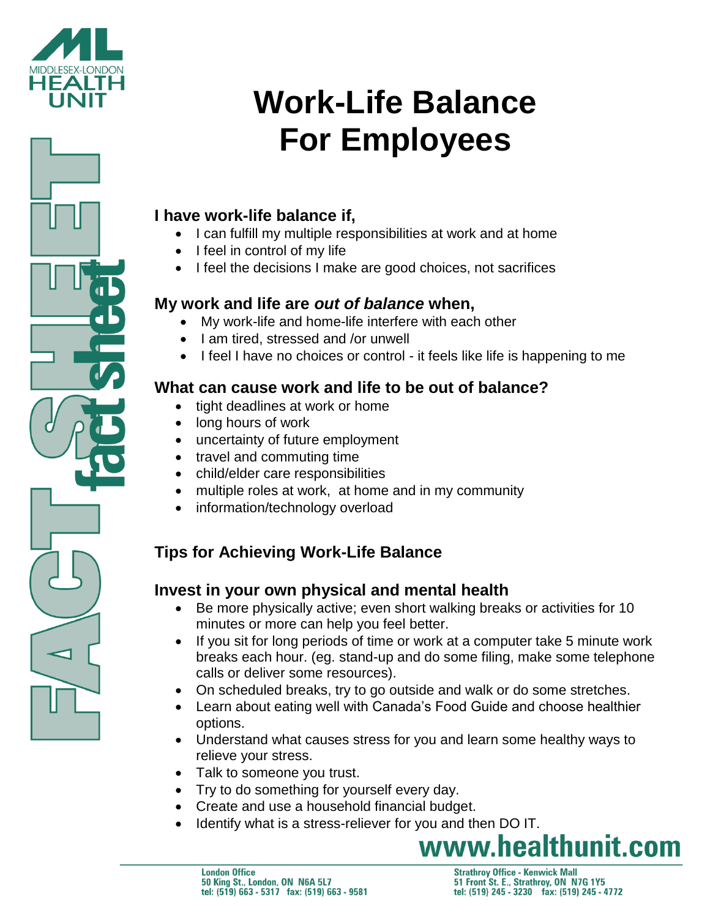MIDDLESEX-LONDON HEALTH UNIT

FACT SHEET

# Work-Life Balance For Employees

### I have work-life balance if,

- I can fulfill my multiple responsibilities at work and at home
- I feel in control of my life
- I feel the decisions I make are good choices, not sacrifices

### My work and life are *out of balance* when,

- My work-life and home-life interfere with each other
- I am tired, stressed and /or unwell
- I feel I have no choices or control - it feels like life is happening to me

### What can cause work and life to be out of balance?

- tight deadlines at work or home
- long hours of work
- uncertainty of future employment
- travel and commuting time
- child/elder care responsibilities
- multiple roles at work, at home and in my community
- information/technology overload

## Tips for Achieving Work-Life Balance

### Invest in your own physical and mental health

- Be more physically active; even short walking breaks or activities for 10 minutes or more can help you feel better.
- If you sit for long periods of time or work at a computer take 5 minute work breaks each hour. (eg. stand-up and do some filing, make some telephone calls or deliver some resources).
- On scheduled breaks, try to go outside and walk or do some stretches.
- Learn about eating well with Canada's Food Guide and choose healthier options.
- Understand what causes stress for you and learn some healthy ways to relieve your stress.
- Talk to someone you trust.
- Try to do something for yourself every day.
- Create and use a household financial budget.
- Identify what is a stress-reliever for you and then DO IT.

**www.healthunit.com**

**London Office**
50 King St., London, ON N6A 5L7
tel: (519) 663 - 5317 fax: (519) 663 - 9581

**Strathroy Office - Kenwick Mall**
51 Front St. E., Strathroy, ON N7G 1Y5
tel: (519) 245 - 3230 fax: (519) 245 - 4772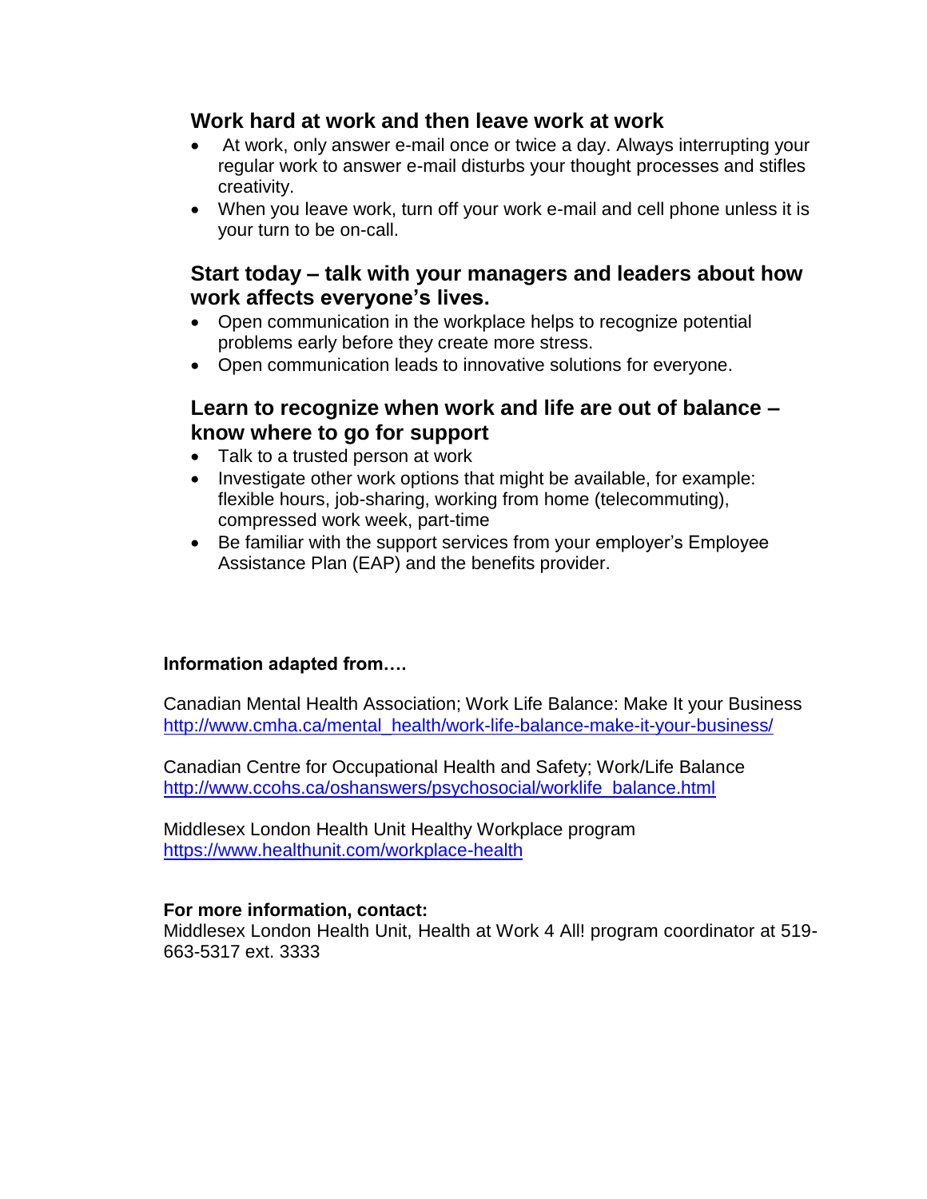### Work hard at work and then leave work at work

- At work, only answer e-mail once or twice a day. Always interrupting your regular work to answer e-mail disturbs your thought processes and stifles creativity.
- When you leave work, turn off your work e-mail and cell phone unless it is your turn to be on-call.

### Start today – talk with your managers and leaders about how work affects everyone's lives.

- Open communication in the workplace helps to recognize potential problems early before they create more stress.
- Open communication leads to innovative solutions for everyone.

### Learn to recognize when work and life are out of balance – know where to go for support

- Talk to a trusted person at work
- Investigate other work options that might be available, for example: flexible hours, job-sharing, working from home (telecommuting), compressed work week, part-time
- Be familiar with the support services from your employer's Employee Assistance Plan (EAP) and the benefits provider.

**Information adapted from….**

Canadian Mental Health Association; Work Life Balance: Make It your Business
http://www.cmha.ca/mental_health/work-life-balance-make-it-your-business/

Canadian Centre for Occupational Health and Safety; Work/Life Balance
http://www.ccohs.ca/oshanswers/psychosocial/worklife_balance.html

Middlesex London Health Unit Healthy Workplace program
https://www.healthunit.com/workplace-health

**For more information, contact:**
Middlesex London Health Unit, Health at Work 4 All! program coordinator at 519-663-5317 ext. 3333